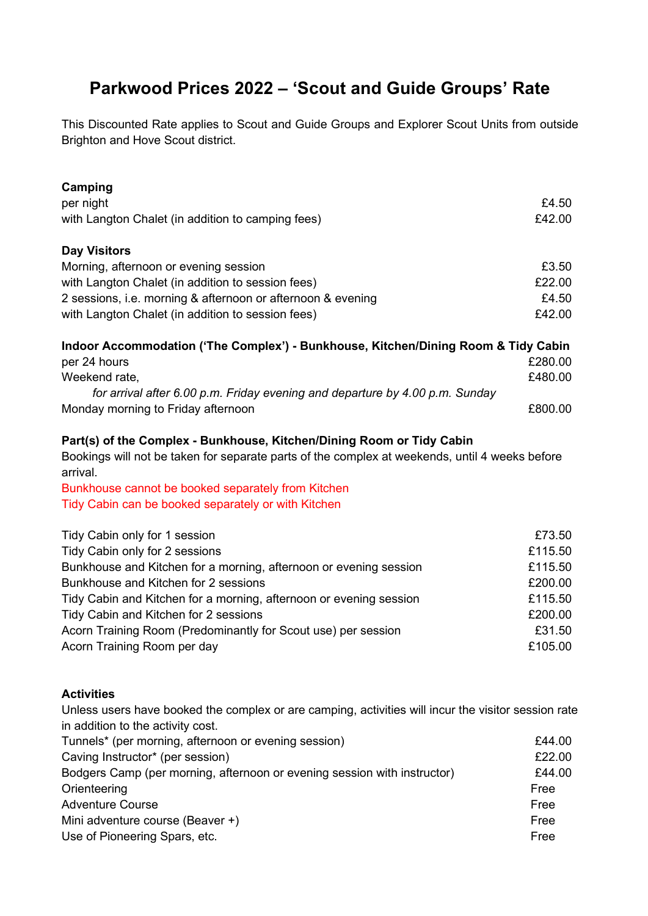# Parkwood Prices 2022 – 'Scout and Guide Groups' Rate

This Discounted Rate applies to Scout and Guide Groups and Explorer Scout Units from outside Brighton and Hove Scout district.

**Camping**

| | |
|---|---|
| per night | £4.50 |
| with Langton Chalet (in addition to camping fees) | £42.00 |

**Day Visitors**

| | |
|---|---|
| Morning, afternoon or evening session | £3.50 |
| with Langton Chalet (in addition to session fees) | £22.00 |
| 2 sessions, i.e. morning & afternoon or afternoon & evening | £4.50 |
| with Langton Chalet (in addition to session fees) | £42.00 |

**Indoor Accommodation ('The Complex') - Bunkhouse, Kitchen/Dining Room & Tidy Cabin**

| | |
|---|---|
| per 24 hours | £280.00 |
| Weekend rate, *for arrival after 6.00 p.m. Friday evening and departure by 4.00 p.m. Sunday* | £480.00 |
| Monday morning to Friday afternoon | £800.00 |

**Part(s) of the Complex - Bunkhouse, Kitchen/Dining Room or Tidy Cabin**

Bookings will not be taken for separate parts of the complex at weekends, until 4 weeks before arrival.

Bunkhouse cannot be booked separately from Kitchen
Tidy Cabin can be booked separately or with Kitchen

| | |
|---|---|
| Tidy Cabin only for 1 session | £73.50 |
| Tidy Cabin only for 2 sessions | £115.50 |
| Bunkhouse and Kitchen for a morning, afternoon or evening session | £115.50 |
| Bunkhouse and Kitchen for 2 sessions | £200.00 |
| Tidy Cabin and Kitchen for a morning, afternoon or evening session | £115.50 |
| Tidy Cabin and Kitchen for 2 sessions | £200.00 |
| Acorn Training Room (Predominantly for Scout use) per session | £31.50 |
| Acorn Training Room per day | £105.00 |

**Activities**

Unless users have booked the complex or are camping, activities will incur the visitor session rate in addition to the activity cost.

| | |
|---|---|
| Tunnels* (per morning, afternoon or evening session) | £44.00 |
| Caving Instructor* (per session) | £22.00 |
| Bodgers Camp (per morning, afternoon or evening session with instructor) | £44.00 |
| Orienteering | Free |
| Adventure Course | Free |
| Mini adventure course (Beaver +) | Free |
| Use of Pioneering Spars, etc. | Free |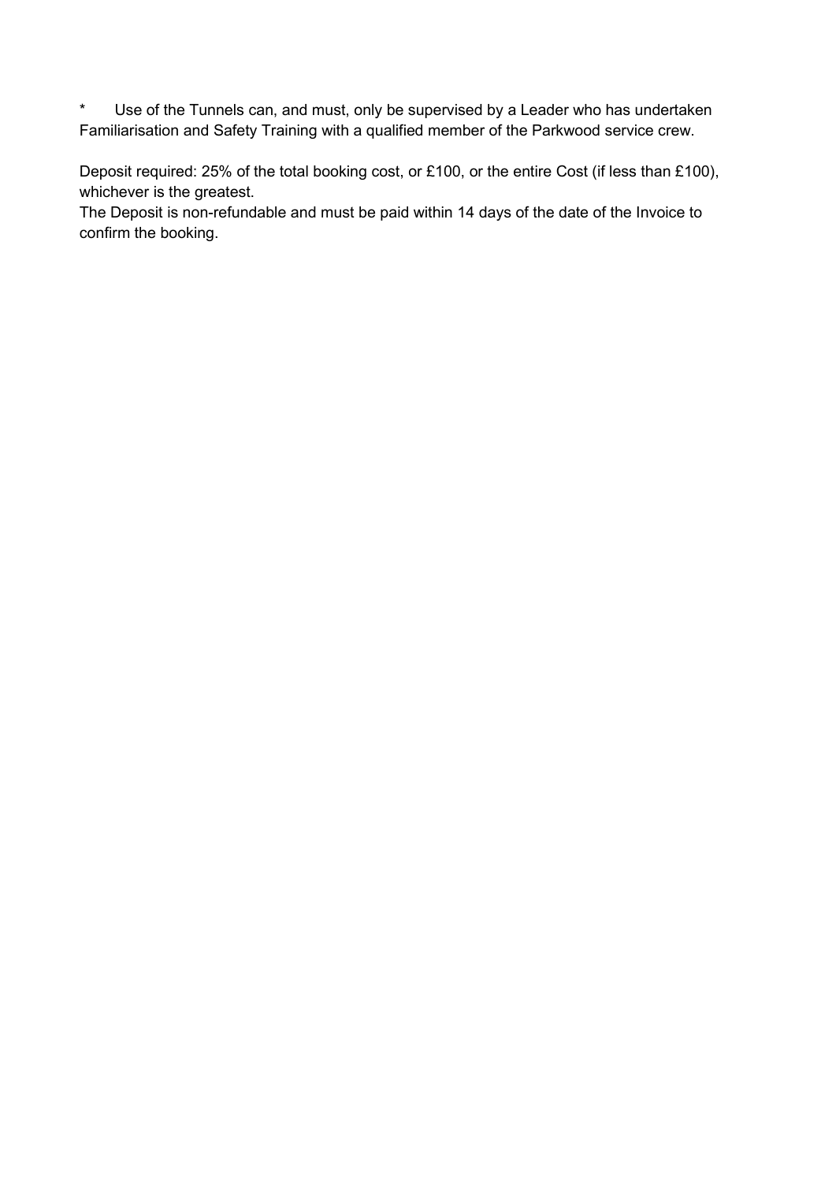* Use of the Tunnels can, and must, only be supervised by a Leader who has undertaken Familiarisation and Safety Training with a qualified member of the Parkwood service crew.

Deposit required: 25% of the total booking cost, or £100, or the entire Cost (if less than £100), whichever is the greatest.
The Deposit is non-refundable and must be paid within 14 days of the date of the Invoice to confirm the booking.